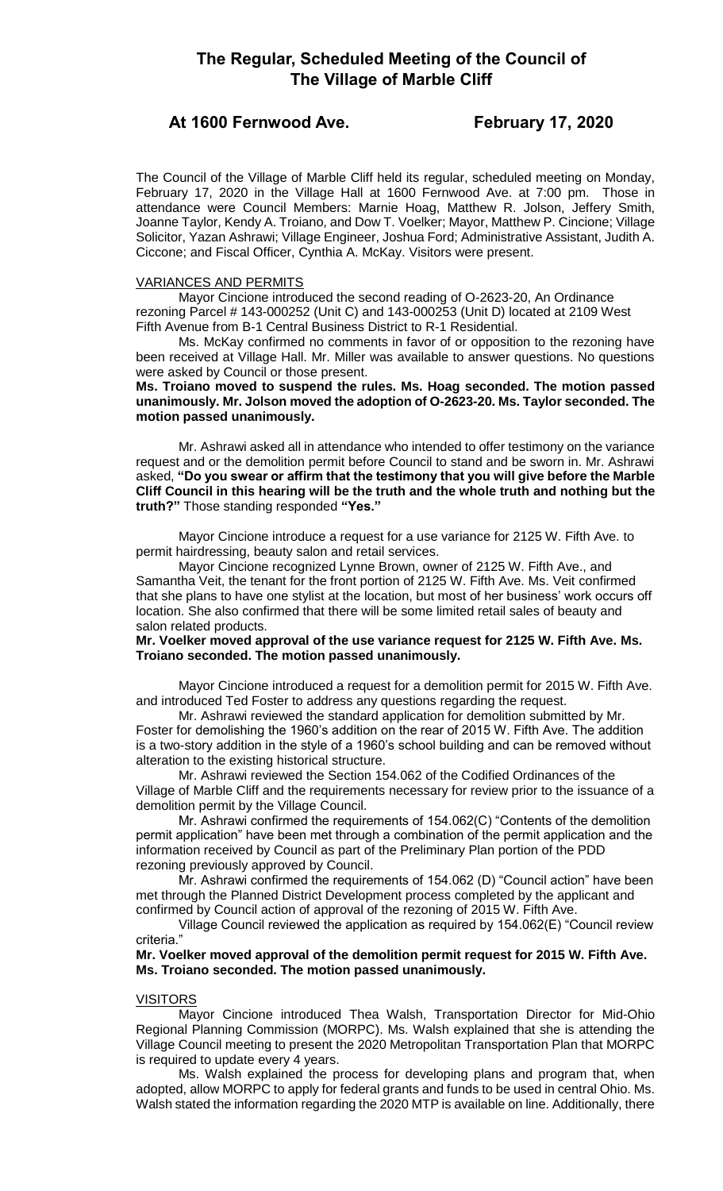# The Regular, Scheduled Meeting of the Council of The Village of Marble Cliff

## At 1600 Fernwood Ave. February 17, 2020

The Council of the Village of Marble Cliff held its regular, scheduled meeting on Monday, February 17, 2020 in the Village Hall at 1600 Fernwood Ave. at 7:00 pm. Those in attendance were Council Members: Marnie Hoag, Matthew R. Jolson, Jeffery Smith, Joanne Taylor, Kendy A. Troiano, and Dow T. Voelker; Mayor, Matthew P. Cincione; Village Solicitor, Yazan Ashrawi; Village Engineer, Joshua Ford; Administrative Assistant, Judith A. Ciccone; and Fiscal Officer, Cynthia A. McKay. Visitors were present.

VARIANCES AND PERMITS

Mayor Cincione introduced the second reading of O-2623-20, An Ordinance rezoning Parcel # 143-000252 (Unit C) and 143-000253 (Unit D) located at 2109 West Fifth Avenue from B-1 Central Business District to R-1 Residential.

Ms. McKay confirmed no comments in favor of or opposition to the rezoning have been received at Village Hall. Mr. Miller was available to answer questions. No questions were asked by Council or those present.

**Ms. Troiano moved to suspend the rules. Ms. Hoag seconded. The motion passed unanimously. Mr. Jolson moved the adoption of O-2623-20. Ms. Taylor seconded. The motion passed unanimously.**

Mr. Ashrawi asked all in attendance who intended to offer testimony on the variance request and or the demolition permit before Council to stand and be sworn in. Mr. Ashrawi asked, **"Do you swear or affirm that the testimony that you will give before the Marble Cliff Council in this hearing will be the truth and the whole truth and nothing but the truth?"** Those standing responded **"Yes."**

Mayor Cincione introduce a request for a use variance for 2125 W. Fifth Ave. to permit hairdressing, beauty salon and retail services.

Mayor Cincione recognized Lynne Brown, owner of 2125 W. Fifth Ave., and Samantha Veit, the tenant for the front portion of 2125 W. Fifth Ave. Ms. Veit confirmed that she plans to have one stylist at the location, but most of her business' work occurs off location. She also confirmed that there will be some limited retail sales of beauty and salon related products.

**Mr. Voelker moved approval of the use variance request for 2125 W. Fifth Ave. Ms. Troiano seconded. The motion passed unanimously.**

Mayor Cincione introduced a request for a demolition permit for 2015 W. Fifth Ave. and introduced Ted Foster to address any questions regarding the request.

Mr. Ashrawi reviewed the standard application for demolition submitted by Mr. Foster for demolishing the 1960's addition on the rear of 2015 W. Fifth Ave. The addition is a two-story addition in the style of a 1960's school building and can be removed without alteration to the existing historical structure.

Mr. Ashrawi reviewed the Section 154.062 of the Codified Ordinances of the Village of Marble Cliff and the requirements necessary for review prior to the issuance of a demolition permit by the Village Council.

Mr. Ashrawi confirmed the requirements of 154.062(C) "Contents of the demolition permit application" have been met through a combination of the permit application and the information received by Council as part of the Preliminary Plan portion of the PDD rezoning previously approved by Council.

Mr. Ashrawi confirmed the requirements of 154.062 (D) "Council action" have been met through the Planned District Development process completed by the applicant and confirmed by Council action of approval of the rezoning of 2015 W. Fifth Ave.

Village Council reviewed the application as required by 154.062(E) "Council review criteria."

**Mr. Voelker moved approval of the demolition permit request for 2015 W. Fifth Ave. Ms. Troiano seconded. The motion passed unanimously.**

VISITORS

Mayor Cincione introduced Thea Walsh, Transportation Director for Mid-Ohio Regional Planning Commission (MORPC). Ms. Walsh explained that she is attending the Village Council meeting to present the 2020 Metropolitan Transportation Plan that MORPC is required to update every 4 years.

Ms. Walsh explained the process for developing plans and program that, when adopted, allow MORPC to apply for federal grants and funds to be used in central Ohio. Ms. Walsh stated the information regarding the 2020 MTP is available on line. Additionally, there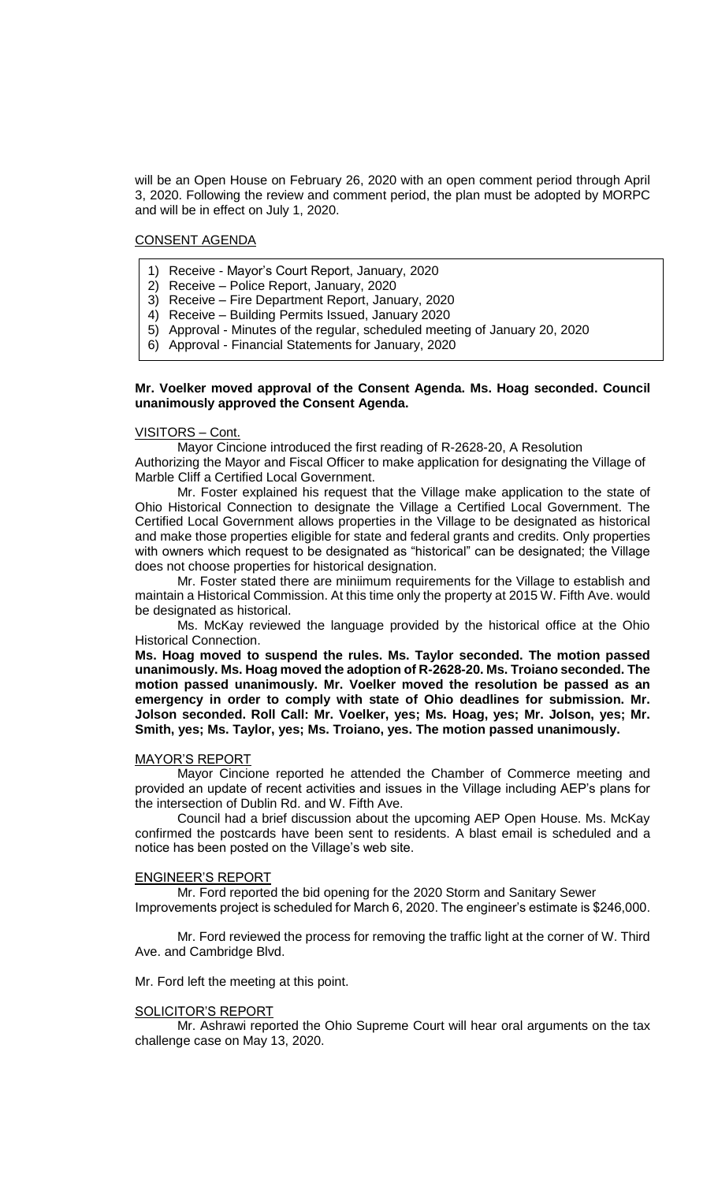will be an Open House on February 26, 2020 with an open comment period through April 3, 2020. Following the review and comment period, the plan must be adopted by MORPC and will be in effect on July 1, 2020.

CONSENT AGENDA

1) Receive - Mayor's Court Report, January, 2020
2) Receive – Police Report, January, 2020
3) Receive – Fire Department Report, January, 2020
4) Receive – Building Permits Issued, January 2020
5) Approval - Minutes of the regular, scheduled meeting of January 20, 2020
6) Approval - Financial Statements for January, 2020

**Mr. Voelker moved approval of the Consent Agenda. Ms. Hoag seconded. Council unanimously approved the Consent Agenda.**

VISITORS – Cont.

Mayor Cincione introduced the first reading of R-2628-20, A Resolution Authorizing the Mayor and Fiscal Officer to make application for designating the Village of Marble Cliff a Certified Local Government.

Mr. Foster explained his request that the Village make application to the state of Ohio Historical Connection to designate the Village a Certified Local Government. The Certified Local Government allows properties in the Village to be designated as historical and make those properties eligible for state and federal grants and credits. Only properties with owners which request to be designated as "historical" can be designated; the Village does not choose properties for historical designation.

Mr. Foster stated there are miniimum requirements for the Village to establish and maintain a Historical Commission. At this time only the property at 2015 W. Fifth Ave. would be designated as historical.

Ms. McKay reviewed the language provided by the historical office at the Ohio Historical Connection.

**Ms. Hoag moved to suspend the rules. Ms. Taylor seconded. The motion passed unanimously. Ms. Hoag moved the adoption of R-2628-20. Ms. Troiano seconded. The motion passed unanimously. Mr. Voelker moved the resolution be passed as an emergency in order to comply with state of Ohio deadlines for submission. Mr. Jolson seconded. Roll Call: Mr. Voelker, yes; Ms. Hoag, yes; Mr. Jolson, yes; Mr. Smith, yes; Ms. Taylor, yes; Ms. Troiano, yes. The motion passed unanimously.**

MAYOR'S REPORT

Mayor Cincione reported he attended the Chamber of Commerce meeting and provided an update of recent activities and issues in the Village including AEP's plans for the intersection of Dublin Rd. and W. Fifth Ave.

Council had a brief discussion about the upcoming AEP Open House. Ms. McKay confirmed the postcards have been sent to residents. A blast email is scheduled and a notice has been posted on the Village's web site.

ENGINEER'S REPORT

Mr. Ford reported the bid opening for the 2020 Storm and Sanitary Sewer Improvements project is scheduled for March 6, 2020. The engineer's estimate is $246,000.

Mr. Ford reviewed the process for removing the traffic light at the corner of W. Third Ave. and Cambridge Blvd.

Mr. Ford left the meeting at this point.

SOLICITOR'S REPORT

Mr. Ashrawi reported the Ohio Supreme Court will hear oral arguments on the tax challenge case on May 13, 2020.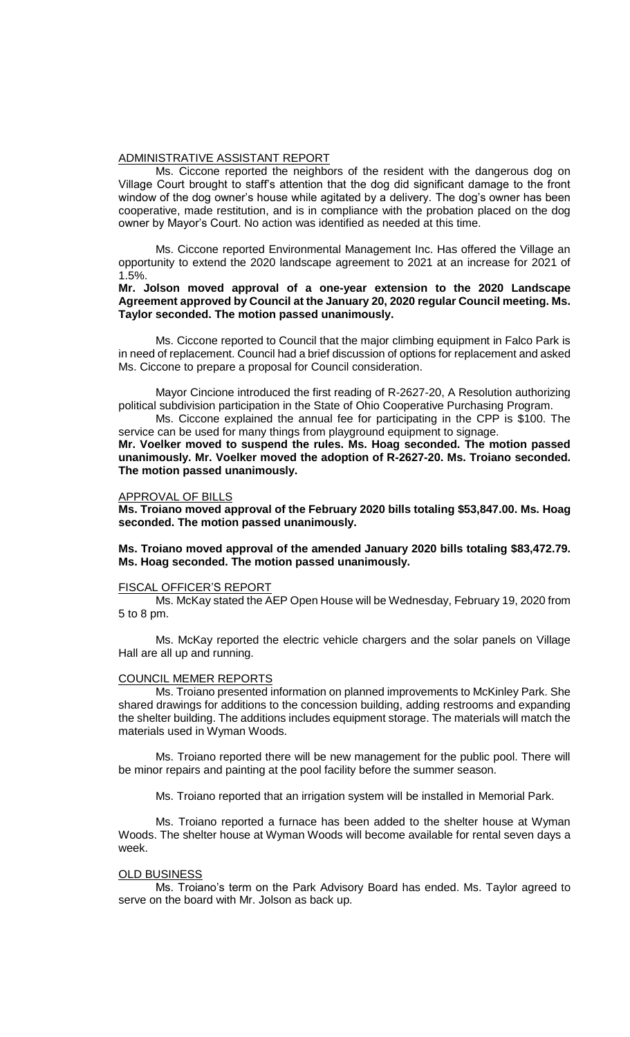ADMINISTRATIVE ASSISTANT REPORT

Ms. Ciccone reported the neighbors of the resident with the dangerous dog on Village Court brought to staff's attention that the dog did significant damage to the front window of the dog owner's house while agitated by a delivery. The dog's owner has been cooperative, made restitution, and is in compliance with the probation placed on the dog owner by Mayor's Court. No action was identified as needed at this time.

Ms. Ciccone reported Environmental Management Inc. Has offered the Village an opportunity to extend the 2020 landscape agreement to 2021 at an increase for 2021 of 1.5%.

**Mr. Jolson moved approval of a one-year extension to the 2020 Landscape Agreement approved by Council at the January 20, 2020 regular Council meeting. Ms. Taylor seconded. The motion passed unanimously.**

Ms. Ciccone reported to Council that the major climbing equipment in Falco Park is in need of replacement. Council had a brief discussion of options for replacement and asked Ms. Ciccone to prepare a proposal for Council consideration.

Mayor Cincione introduced the first reading of R-2627-20, A Resolution authorizing political subdivision participation in the State of Ohio Cooperative Purchasing Program.

Ms. Ciccone explained the annual fee for participating in the CPP is $100. The service can be used for many things from playground equipment to signage.

**Mr. Voelker moved to suspend the rules. Ms. Hoag seconded. The motion passed unanimously. Mr. Voelker moved the adoption of R-2627-20. Ms. Troiano seconded. The motion passed unanimously.**

APPROVAL OF BILLS

**Ms. Troiano moved approval of the February 2020 bills totaling $53,847.00. Ms. Hoag seconded. The motion passed unanimously.**

**Ms. Troiano moved approval of the amended January 2020 bills totaling $83,472.79. Ms. Hoag seconded. The motion passed unanimously.**

FISCAL OFFICER'S REPORT

Ms. McKay stated the AEP Open House will be Wednesday, February 19, 2020 from 5 to 8 pm.

Ms. McKay reported the electric vehicle chargers and the solar panels on Village Hall are all up and running.

COUNCIL MEMER REPORTS

Ms. Troiano presented information on planned improvements to McKinley Park. She shared drawings for additions to the concession building, adding restrooms and expanding the shelter building. The additions includes equipment storage. The materials will match the materials used in Wyman Woods.

Ms. Troiano reported there will be new management for the public pool. There will be minor repairs and painting at the pool facility before the summer season.

Ms. Troiano reported that an irrigation system will be installed in Memorial Park.

Ms. Troiano reported a furnace has been added to the shelter house at Wyman Woods. The shelter house at Wyman Woods will become available for rental seven days a week.

OLD BUSINESS

Ms. Troiano's term on the Park Advisory Board has ended. Ms. Taylor agreed to serve on the board with Mr. Jolson as back up.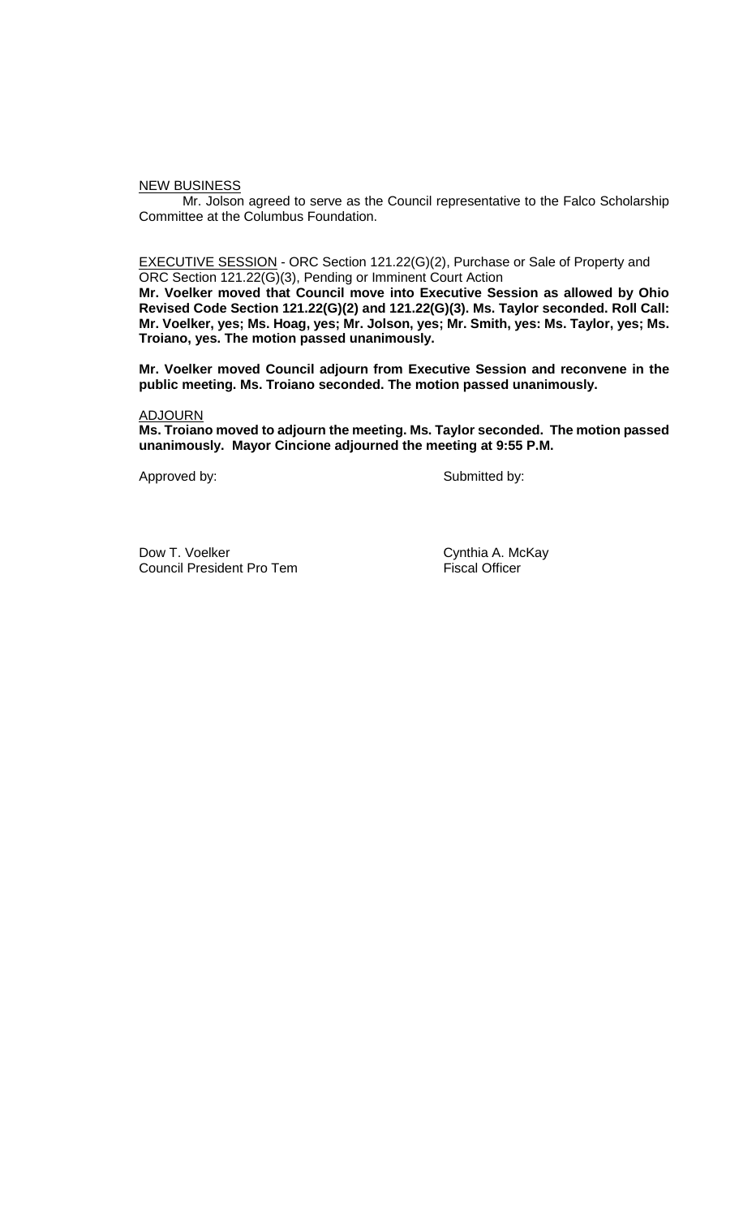NEW BUSINESS

Mr. Jolson agreed to serve as the Council representative to the Falco Scholarship Committee at the Columbus Foundation.

EXECUTIVE SESSION - ORC Section 121.22(G)(2), Purchase or Sale of Property and ORC Section 121.22(G)(3), Pending or Imminent Court Action

**Mr. Voelker moved that Council move into Executive Session as allowed by Ohio Revised Code Section 121.22(G)(2) and 121.22(G)(3). Ms. Taylor seconded. Roll Call: Mr. Voelker, yes; Ms. Hoag, yes; Mr. Jolson, yes; Mr. Smith, yes: Ms. Taylor, yes; Ms. Troiano, yes. The motion passed unanimously.**

**Mr. Voelker moved Council adjourn from Executive Session and reconvene in the public meeting. Ms. Troiano seconded. The motion passed unanimously.**

ADJOURN

**Ms. Troiano moved to adjourn the meeting. Ms. Taylor seconded. The motion passed unanimously. Mayor Cincione adjourned the meeting at 9:55 P.M.**

Approved by:

Dow T. Voelker
Council President Pro Tem

Submitted by:

Cynthia A. McKay
Fiscal Officer